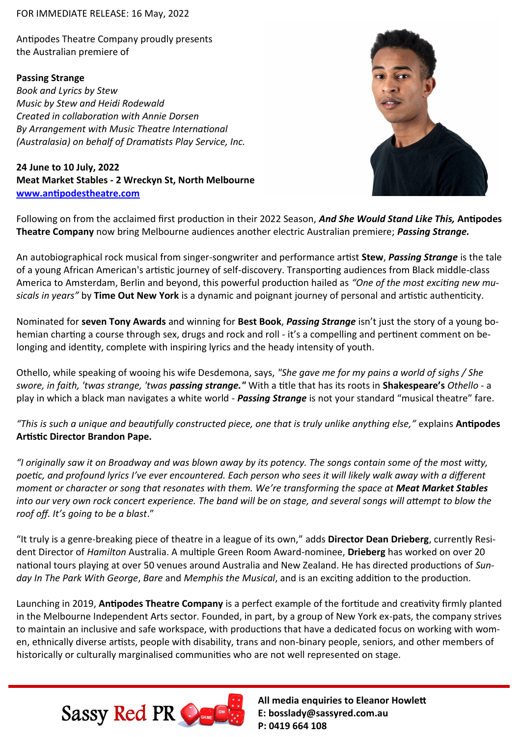FOR IMMEDIATE RELEASE: 16 May, 2022

Antipodes Theatre Company proudly presents
the Australian premiere of

**Passing Strange**
*Book and Lyrics by Stew*
*Music by Stew and Heidi Rodewald*
*Created in collaboration with Annie Dorsen*
*By Arrangement with Music Theatre International (Australasia) on behalf of Dramatists Play Service, Inc.*

**24 June to 10 July, 2022**
**Meat Market Stables - 2 Wreckyn St, North Melbourne**
**www.antipodestheatre.com**

Following on from the acclaimed first production in their 2022 Season, ***And She Would Stand Like This,*** **Antipodes Theatre Company** now bring Melbourne audiences another electric Australian premiere; ***Passing Strange.***

An autobiographical rock musical from singer-songwriter and performance artist **Stew**, ***Passing Strange*** is the tale of a young African American's artistic journey of self-discovery. Transporting audiences from Black middle-class America to Amsterdam, Berlin and beyond, this powerful production hailed as *"One of the most exciting new musicals in years"* by **Time Out New York** is a dynamic and poignant journey of personal and artistic authenticity.

Nominated for **seven Tony Awards** and winning for **Best Book**, ***Passing Strange*** isn't just the story of a young bohemian charting a course through sex, drugs and rock and roll - it's a compelling and pertinent comment on belonging and identity, complete with inspiring lyrics and the heady intensity of youth.

Othello, while speaking of wooing his wife Desdemona, says, *"She gave me for my pains a world of sighs / She swore, in faith, 'twas strange, 'twas **passing strange."*** With a title that has its roots in **Shakespeare's** *Othello* - a play in which a black man navigates a white world - ***Passing Strange*** is not your standard "musical theatre" fare.

*"This is such a unique and beautifully constructed piece, one that is truly unlike anything else,"* explains **Antipodes Artistic Director Brandon Pape.**

*"I originally saw it on Broadway and was blown away by its potency. The songs contain some of the most witty, poetic, and profound lyrics I've ever encountered. Each person who sees it will likely walk away with a different moment or character or song that resonates with them. We're transforming the space at **Meat Market Stables** into our very own rock concert experience. The band will be on stage, and several songs will attempt to blow the roof off. It's going to be a blast*."

"It truly is a genre-breaking piece of theatre in a league of its own," adds **Director Dean Drieberg**, currently Resident Director of *Hamilton* Australia. A multiple Green Room Award-nominee, **Drieberg** has worked on over 20 national tours playing at over 50 venues around Australia and New Zealand. He has directed productions of *Sunday In The Park With George*, *Bare* and *Memphis the Musical*, and is an exciting addition to the production.

Launching in 2019, **Antipodes Theatre Company** is a perfect example of the fortitude and creativity firmly planted in the Melbourne Independent Arts sector. Founded, in part, by a group of New York ex-pats, the company strives to maintain an inclusive and safe workspace, with productions that have a dedicated focus on working with women, ethnically diverse artists, people with disability, trans and non-binary people, seniors, and other members of historically or culturally marginalised communities who are not well represented on stage.

Sassy Red PR

**All media enquiries to Eleanor Howlett**
**E: bosslady@sassyred.com.au**
**P: 0419 664 108**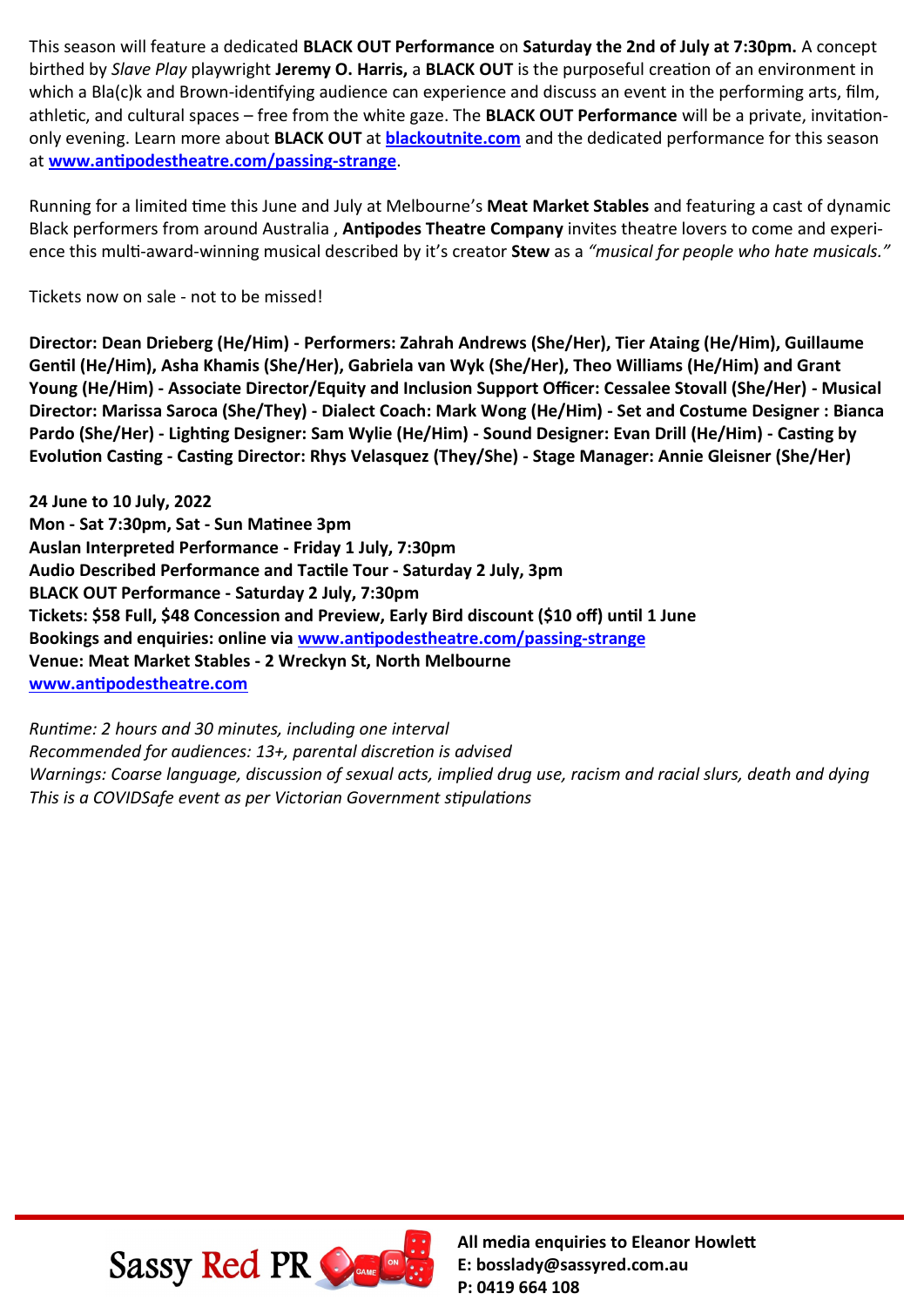This season will feature a dedicated **BLACK OUT Performance** on **Saturday the 2nd of July at 7:30pm.** A concept birthed by *Slave Play* playwright **Jeremy O. Harris,** a **BLACK OUT** is the purposeful creation of an environment in which a Bla(c)k and Brown-identifying audience can experience and discuss an event in the performing arts, film, athletic, and cultural spaces – free from the white gaze. The **BLACK OUT Performance** will be a private, invitation-only evening. Learn more about **BLACK OUT** at **blackoutnite.com** and the dedicated performance for this season at **www.antipodestheatre.com/passing-strange**.

Running for a limited time this June and July at Melbourne's **Meat Market Stables** and featuring a cast of dynamic Black performers from around Australia , **Antipodes Theatre Company** invites theatre lovers to come and experience this multi-award-winning musical described by it's creator **Stew** as a *"musical for people who hate musicals."*

Tickets now on sale - not to be missed!

**Director: Dean Drieberg (He/Him) - Performers: Zahrah Andrews (She/Her), Tier Ataing (He/Him), Guillaume Gentil (He/Him), Asha Khamis (She/Her), Gabriela van Wyk (She/Her), Theo Williams (He/Him) and Grant Young (He/Him) - Associate Director/Equity and Inclusion Support Officer: Cessalee Stovall (She/Her) - Musical Director: Marissa Saroca (She/They) - Dialect Coach: Mark Wong (He/Him) - Set and Costume Designer : Bianca Pardo (She/Her) - Lighting Designer: Sam Wylie (He/Him) - Sound Designer: Evan Drill (He/Him) - Casting by Evolution Casting - Casting Director: Rhys Velasquez (They/She) - Stage Manager: Annie Gleisner (She/Her)**

**24 June to 10 July, 2022**
**Mon - Sat 7:30pm, Sat - Sun Matinee 3pm**
**Auslan Interpreted Performance - Friday 1 July, 7:30pm**
**Audio Described Performance and Tactile Tour - Saturday 2 July, 3pm**
**BLACK OUT Performance - Saturday 2 July, 7:30pm**
**Tickets: $58 Full, $48 Concession and Preview, Early Bird discount ($10 off) until 1 June**
**Bookings and enquiries: online via www.antipodestheatre.com/passing-strange**
**Venue: Meat Market Stables - 2 Wreckyn St, North Melbourne**
**www.antipodestheatre.com**

*Runtime: 2 hours and 30 minutes, including one interval*
*Recommended for audiences: 13+, parental discretion is advised*
*Warnings: Coarse language, discussion of sexual acts, implied drug use, racism and racial slurs, death and dying*
*This is a COVIDSafe event as per Victorian Government stipulations*

Sassy Red PR

**All media enquiries to Eleanor Howlett**
**E: bosslady@sassyred.com.au**
**P: 0419 664 108**